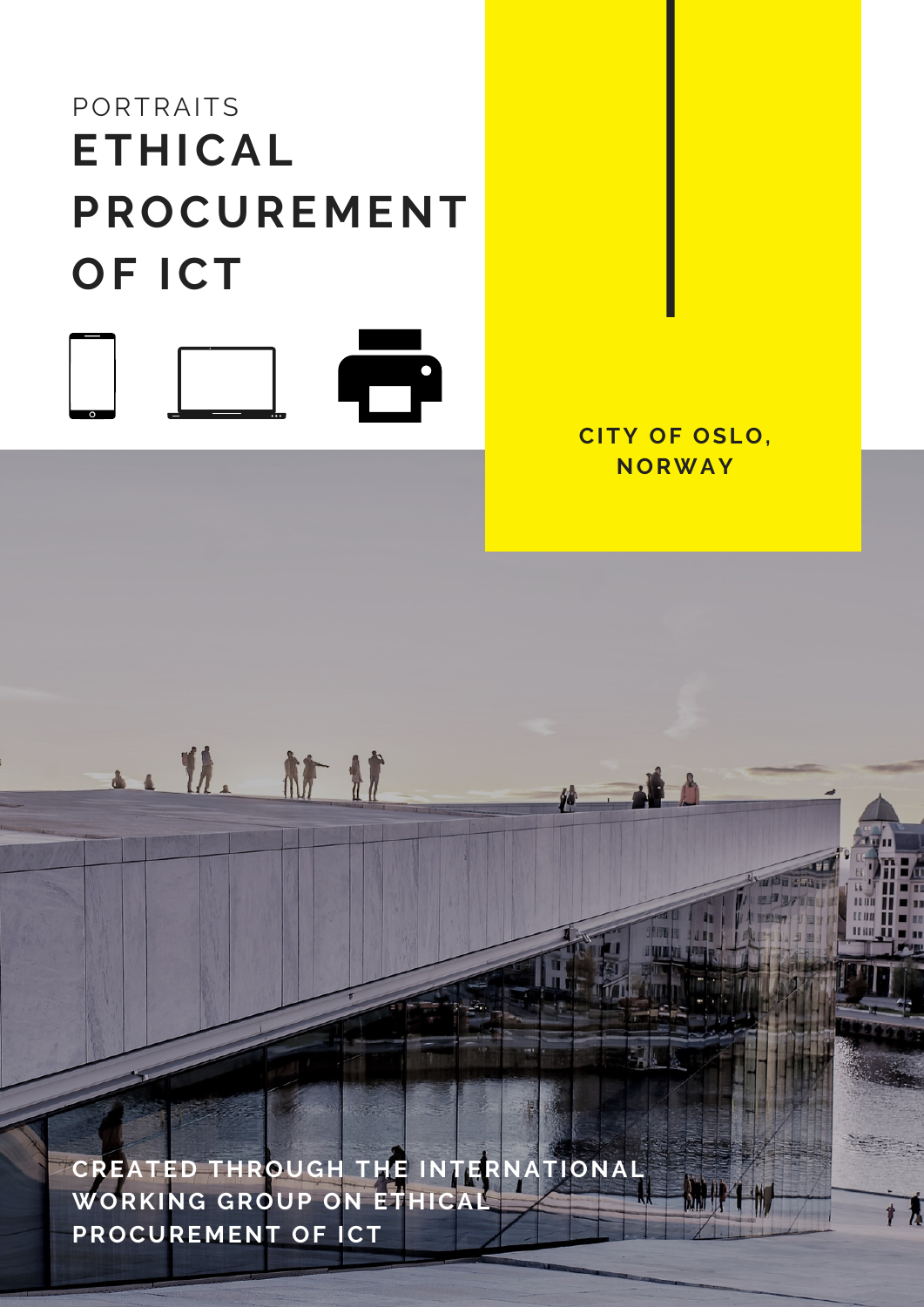PORTRAITS

# ETHICAL PROCUREMENT OF ICT

**CITY OF OSLO, NORWAY**

**CREATED THROUGH THE INTERNATIONAL WORKING GROUP ON ETHICAL PROCUREMENT OF ICT**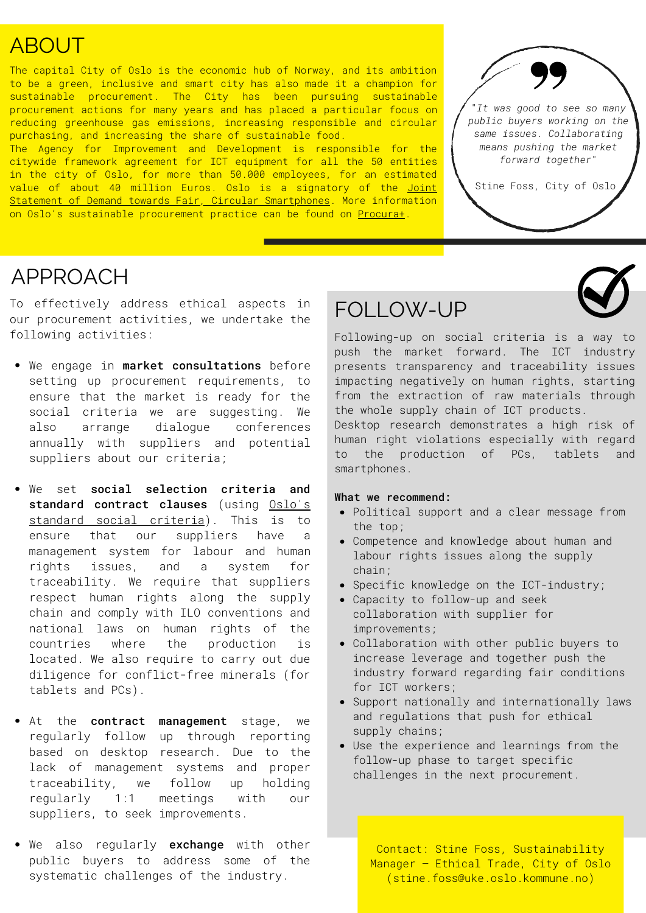## ABOUT

The capital City of Oslo is the economic hub of Norway, and its ambition to be a green, inclusive and smart city has also made it a champion for sustainable procurement. The City has been pursuing sustainable procurement actions for many years and has placed a particular focus on reducing greenhouse gas emissions, increasing responsible and circular purchasing, and increasing the share of sustainable food.
The Agency for Improvement and Development is responsible for the citywide framework agreement for ICT equipment for all the 50 entities in the city of Oslo, for more than 50.000 employees, for an estimated value of about 40 million Euros. Oslo is a signatory of the Joint Statement of Demand towards Fair, Circular Smartphones. More information on Oslo's sustainable procurement practice can be found on Procura+.

> *"It was good to see so many public buyers working on the same issues. Collaborating means pushing the market forward together"*
>
> Stine Foss, City of Oslo

## APPROACH

To effectively address ethical aspects in our procurement activities, we undertake the following activities:

- We engage in **market consultations** before setting up procurement requirements, to ensure that the market is ready for the social criteria we are suggesting. We also arrange dialogue conferences annually with suppliers and potential suppliers about our criteria;
- We set **social selection criteria and standard contract clauses** (using Oslo's standard social criteria). This is to ensure that our suppliers have a management system for labour and human rights issues, and a system for traceability. We require that suppliers respect human rights along the supply chain and comply with ILO conventions and national laws on human rights of the countries where the production is located. We also require to carry out due diligence for conflict-free minerals (for tablets and PCs).
- At the **contract management** stage, we regularly follow up through reporting based on desktop research. Due to the lack of management systems and proper traceability, we follow up holding regularly 1:1 meetings with our suppliers, to seek improvements.
- We also regularly **exchange** with other public buyers to address some of the systematic challenges of the industry.

## FOLLOW-UP

Following-up on social criteria is a way to push the market forward. The ICT industry presents transparency and traceability issues impacting negatively on human rights, starting from the extraction of raw materials through the whole supply chain of ICT products.
Desktop research demonstrates a high risk of human right violations especially with regard to the production of PCs, tablets and smartphones.

**What we recommend:**

- Political support and a clear message from the top;
- Competence and knowledge about human and labour rights issues along the supply chain;
- Specific knowledge on the ICT-industry;
- Capacity to follow-up and seek collaboration with supplier for improvements;
- Collaboration with other public buyers to increase leverage and together push the industry forward regarding fair conditions for ICT workers;
- Support nationally and internationally laws and regulations that push for ethical supply chains;
- Use the experience and learnings from the follow-up phase to target specific challenges in the next procurement.

Contact: Stine Foss, Sustainability Manager – Ethical Trade, City of Oslo (stine.foss@uke.oslo.kommune.no)